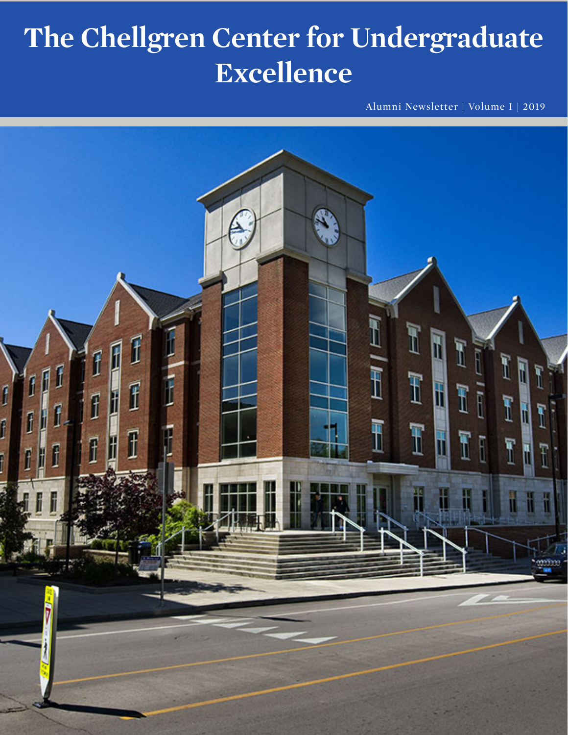# The Chellgren Center for Undergraduate Excellence

Alumni Newsletter | Volume I | 2019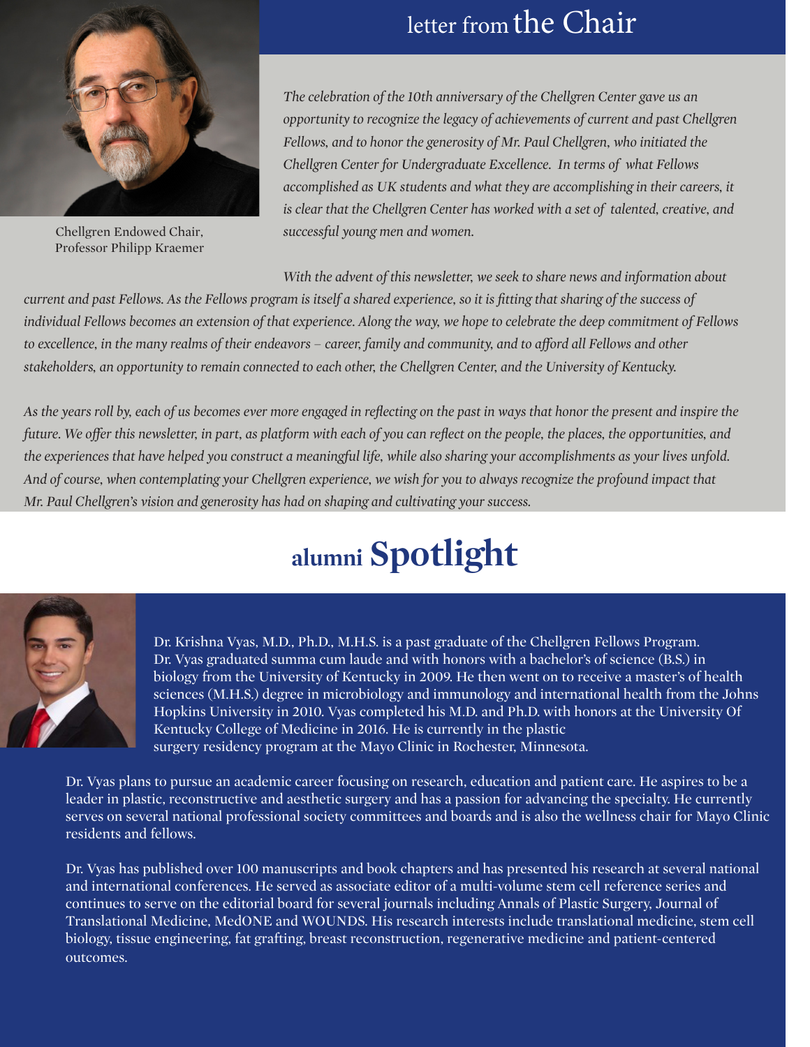## letter from the Chair

Chellgren Endowed Chair, Professor Philipp Kraemer

*The celebration of the 10th anniversary of the Chellgren Center gave us an opportunity to recognize the legacy of achievements of current and past Chellgren Fellows, and to honor the generosity of Mr. Paul Chellgren, who initiated the Chellgren Center for Undergraduate Excellence. In terms of what Fellows accomplished as UK students and what they are accomplishing in their careers, it is clear that the Chellgren Center has worked with a set of talented, creative, and successful young men and women.*

*With the advent of this newsletter, we seek to share news and information about current and past Fellows. As the Fellows program is itself a shared experience, so it is fitting that sharing of the success of individual Fellows becomes an extension of that experience. Along the way, we hope to celebrate the deep commitment of Fellows to excellence, in the many realms of their endeavors – career, family and community, and to afford all Fellows and other stakeholders, an opportunity to remain connected to each other, the Chellgren Center, and the University of Kentucky.*

*As the years roll by, each of us becomes ever more engaged in reflecting on the past in ways that honor the present and inspire the future. We offer this newsletter, in part, as platform with each of you can reflect on the people, the places, the opportunities, and the experiences that have helped you construct a meaningful life, while also sharing your accomplishments as your lives unfold. And of course, when contemplating your Chellgren experience, we wish for you to always recognize the profound impact that Mr. Paul Chellgren's vision and generosity has had on shaping and cultivating your success.*

## alumni **Spotlight**

Dr. Krishna Vyas, M.D., Ph.D., M.H.S. is a past graduate of the Chellgren Fellows Program. Dr. Vyas graduated summa cum laude and with honors with a bachelor's of science (B.S.) in biology from the University of Kentucky in 2009. He then went on to receive a master's of health sciences (M.H.S.) degree in microbiology and immunology and international health from the Johns Hopkins University in 2010. Vyas completed his M.D. and Ph.D. with honors at the University Of Kentucky College of Medicine in 2016. He is currently in the plastic surgery residency program at the Mayo Clinic in Rochester, Minnesota.

Dr. Vyas plans to pursue an academic career focusing on research, education and patient care. He aspires to be a leader in plastic, reconstructive and aesthetic surgery and has a passion for advancing the specialty. He currently serves on several national professional society committees and boards and is also the wellness chair for Mayo Clinic residents and fellows.

Dr. Vyas has published over 100 manuscripts and book chapters and has presented his research at several national and international conferences. He served as associate editor of a multi-volume stem cell reference series and continues to serve on the editorial board for several journals including Annals of Plastic Surgery, Journal of Translational Medicine, MedONE and WOUNDS. His research interests include translational medicine, stem cell biology, tissue engineering, fat grafting, breast reconstruction, regenerative medicine and patient-centered outcomes.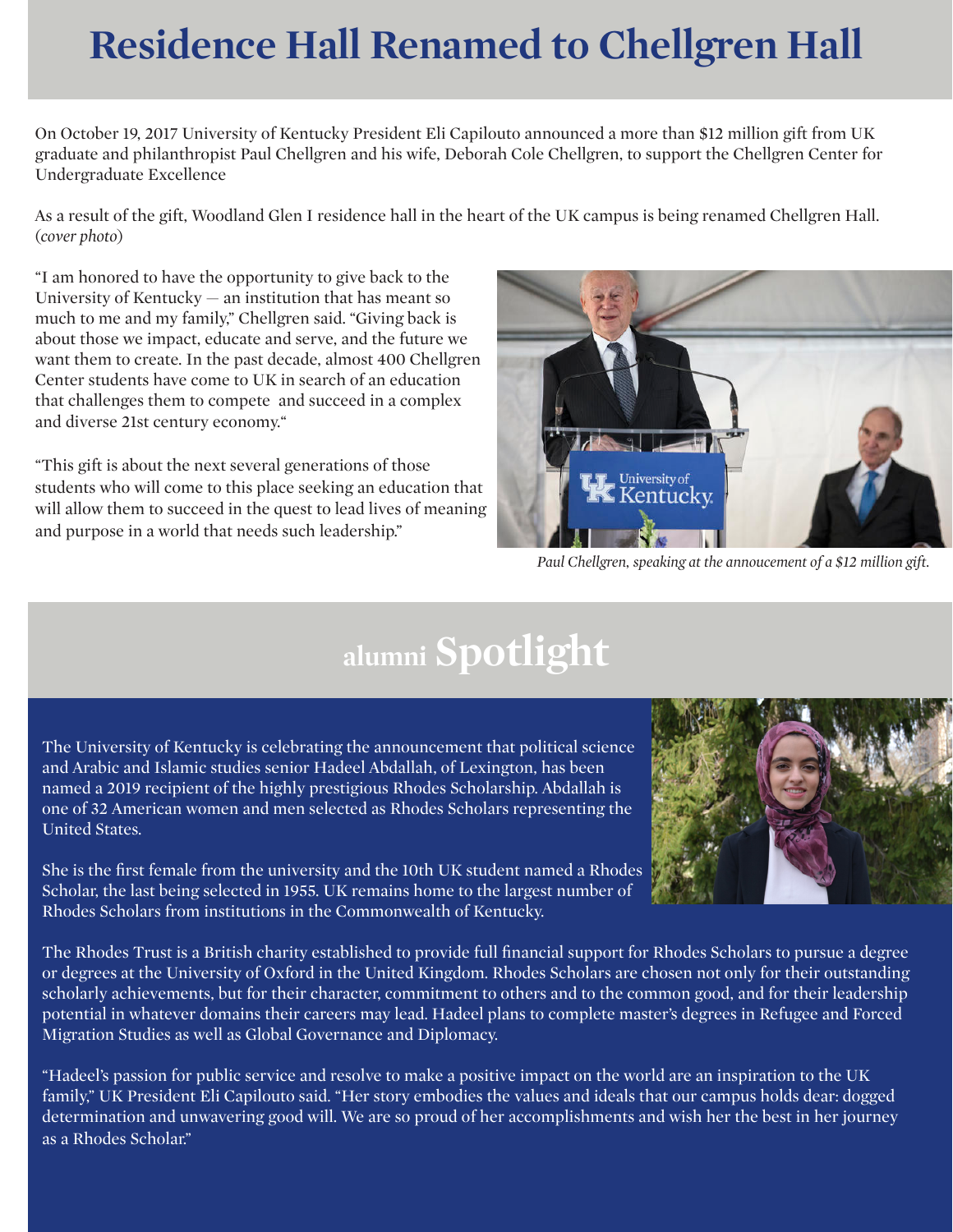# Residence Hall Renamed to Chellgren Hall

On October 19, 2017 University of Kentucky President Eli Capilouto announced a more than $12 million gift from UK graduate and philanthropist Paul Chellgren and his wife, Deborah Cole Chellgren, to support the Chellgren Center for Undergraduate Excellence

As a result of the gift, Woodland Glen I residence hall in the heart of the UK campus is being renamed Chellgren Hall. (*cover photo*)

"I am honored to have the opportunity to give back to the University of Kentucky — an institution that has meant so much to me and my family," Chellgren said. "Giving back is about those we impact, educate and serve, and the future we want them to create. In the past decade, almost 400 Chellgren Center students have come to UK in search of an education that challenges them to compete and succeed in a complex and diverse 21st century economy."

"This gift is about the next several generations of those students who will come to this place seeking an education that will allow them to succeed in the quest to lead lives of meaning and purpose in a world that needs such leadership."

*Paul Chellgren, speaking at the annoucement of a $12 million gift.*

# alumni Spotlight

The University of Kentucky is celebrating the announcement that political science and Arabic and Islamic studies senior Hadeel Abdallah, of Lexington, has been named a 2019 recipient of the highly prestigious Rhodes Scholarship. Abdallah is one of 32 American women and men selected as Rhodes Scholars representing the United States.

She is the first female from the university and the 10th UK student named a Rhodes Scholar, the last being selected in 1955. UK remains home to the largest number of Rhodes Scholars from institutions in the Commonwealth of Kentucky.

The Rhodes Trust is a British charity established to provide full financial support for Rhodes Scholars to pursue a degree or degrees at the University of Oxford in the United Kingdom. Rhodes Scholars are chosen not only for their outstanding scholarly achievements, but for their character, commitment to others and to the common good, and for their leadership potential in whatever domains their careers may lead. Hadeel plans to complete master's degrees in Refugee and Forced Migration Studies as well as Global Governance and Diplomacy.

"Hadeel's passion for public service and resolve to make a positive impact on the world are an inspiration to the UK family," UK President Eli Capilouto said. "Her story embodies the values and ideals that our campus holds dear: dogged determination and unwavering good will. We are so proud of her accomplishments and wish her the best in her journey as a Rhodes Scholar."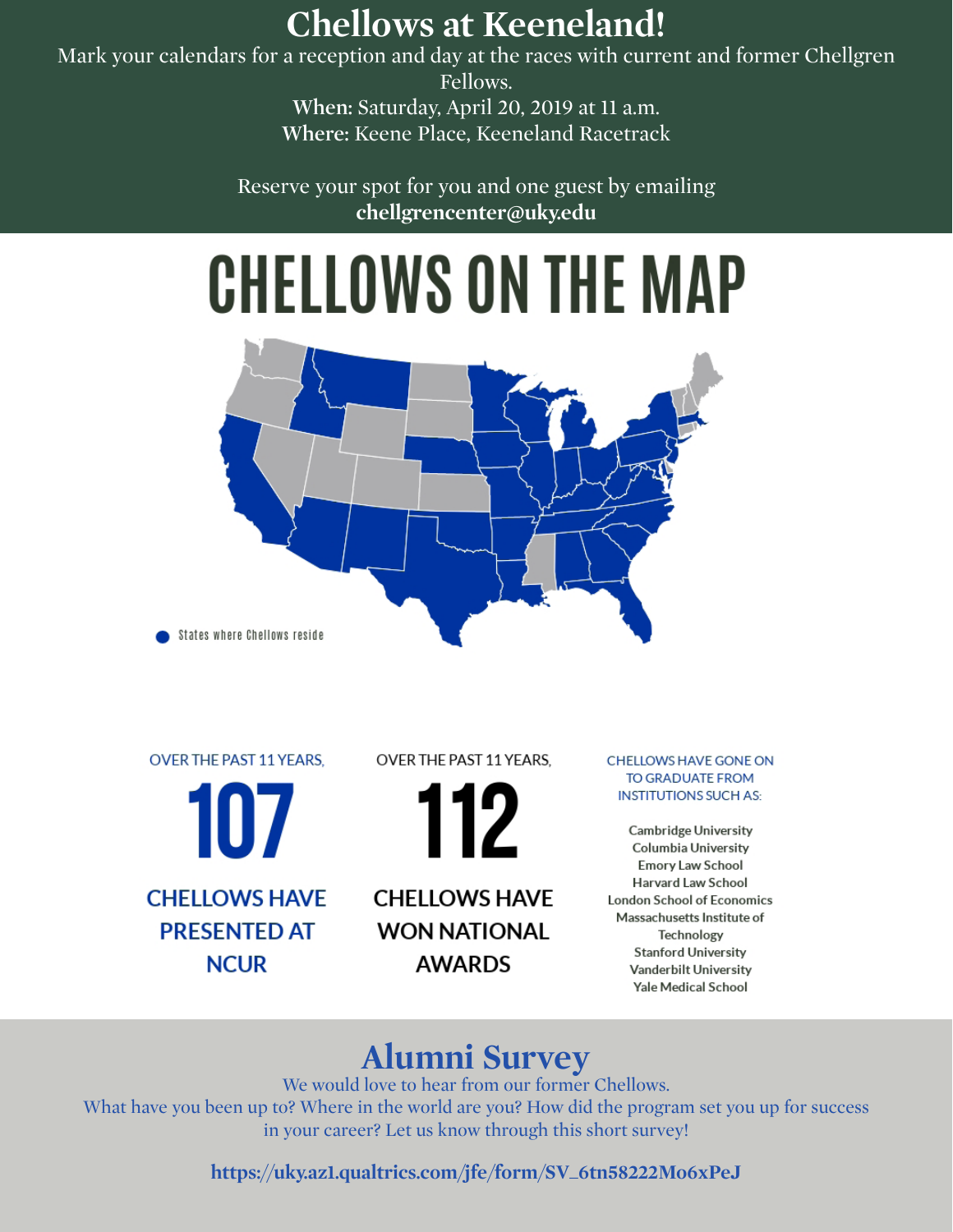# Chellows at Keeneland!

Mark your calendars for a reception and day at the races with current and former Chellgren Fellows.

**When:** Saturday, April 20, 2019 at 11 a.m.

**Where:** Keene Place, Keeneland Racetrack

Reserve your spot for you and one guest by emailing **chellgrencenter@uky.edu**

# CHELLOWS ON THE MAP

States where Chellows reside

OVER THE PAST 11 YEARS,

**107**

**CHELLOWS HAVE PRESENTED AT NCUR**

OVER THE PAST 11 YEARS,

**112**

**CHELLOWS HAVE WON NATIONAL AWARDS**

CHELLOWS HAVE GONE ON TO GRADUATE FROM INSTITUTIONS SUCH AS:

Cambridge University
Columbia University
Emory Law School
Harvard Law School
London School of Economics
Massachusetts Institute of Technology
Stanford University
Vanderbilt University
Yale Medical School

## Alumni Survey

We would love to hear from our former Chellows.
What have you been up to? Where in the world are you? How did the program set you up for success in your career? Let us know through this short survey!

**https://uky.az1.qualtrics.com/jfe/form/SV_6tn58222Mo6xPeJ**